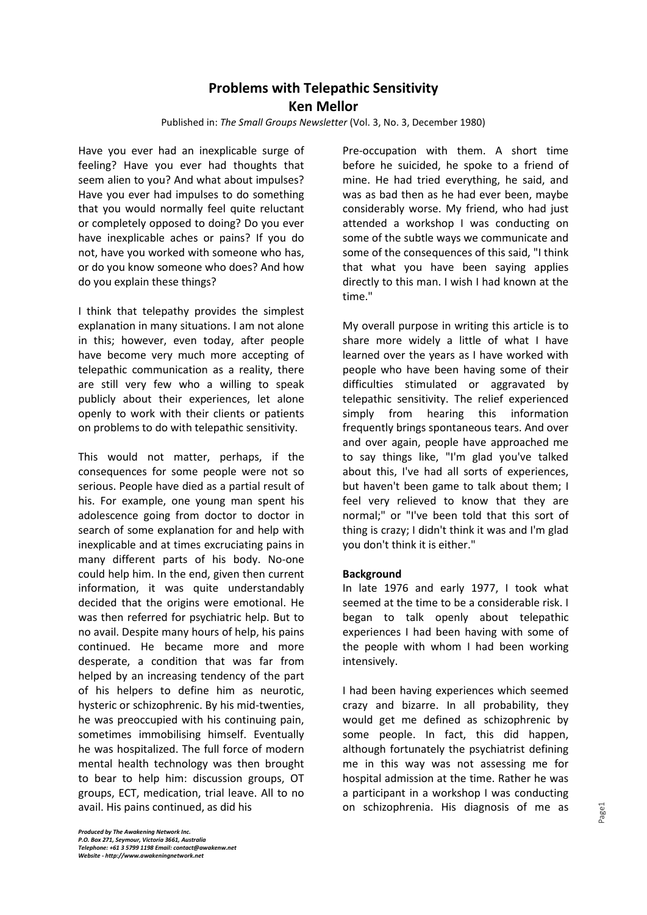# Problems with Telepathic Sensitivity

## Ken Mellor

Published in: *The Small Groups Newsletter* (Vol. 3, No. 3, December 1980)

Have you ever had an inexplicable surge of feeling? Have you ever had thoughts that seem alien to you? And what about impulses? Have you ever had impulses to do something that you would normally feel quite reluctant or completely opposed to doing? Do you ever have inexplicable aches or pains? If you do not, have you worked with someone who has, or do you know someone who does? And how do you explain these things?

I think that telepathy provides the simplest explanation in many situations. I am not alone in this; however, even today, after people have become very much more accepting of telepathic communication as a reality, there are still very few who a willing to speak publicly about their experiences, let alone openly to work with their clients or patients on problems to do with telepathic sensitivity.

This would not matter, perhaps, if the consequences for some people were not so serious. People have died as a partial result of his. For example, one young man spent his adolescence going from doctor to doctor in search of some explanation for and help with inexplicable and at times excruciating pains in many different parts of his body. No-one could help him. In the end, given then current information, it was quite understandably decided that the origins were emotional. He was then referred for psychiatric help. But to no avail. Despite many hours of help, his pains continued. He became more and more desperate, a condition that was far from helped by an increasing tendency of the part of his helpers to define him as neurotic, hysteric or schizophrenic. By his mid-twenties, he was preoccupied with his continuing pain, sometimes immobilising himself. Eventually he was hospitalized. The full force of modern mental health technology was then brought to bear to help him: discussion groups, OT groups, ECT, medication, trial leave. All to no avail. His pains continued, as did his Pre-occupation with them. A short time before he suicided, he spoke to a friend of mine. He had tried everything, he said, and was as bad then as he had ever been, maybe considerably worse. My friend, who had just attended a workshop I was conducting on some of the subtle ways we communicate and some of the consequences of this said, "I think that what you have been saying applies directly to this man. I wish I had known at the time."

My overall purpose in writing this article is to share more widely a little of what I have learned over the years as I have worked with people who have been having some of their difficulties stimulated or aggravated by telepathic sensitivity. The relief experienced simply from hearing this information frequently brings spontaneous tears. And over and over again, people have approached me to say things like, "I'm glad you've talked about this, I've had all sorts of experiences, but haven't been game to talk about them; I feel very relieved to know that they are normal;" or "I've been told that this sort of thing is crazy; I didn't think it was and I'm glad you don't think it is either."

**Background**

In late 1976 and early 1977, I took what seemed at the time to be a considerable risk. I began to talk openly about telepathic experiences I had been having with some of the people with whom I had been working intensively.

I had been having experiences which seemed crazy and bizarre. In all probability, they would get me defined as schizophrenic by some people. In fact, this did happen, although fortunately the psychiatrist defining me in this way was not assessing me for hospital admission at the time. Rather he was a participant in a workshop I was conducting on schizophrenia. His diagnosis of me as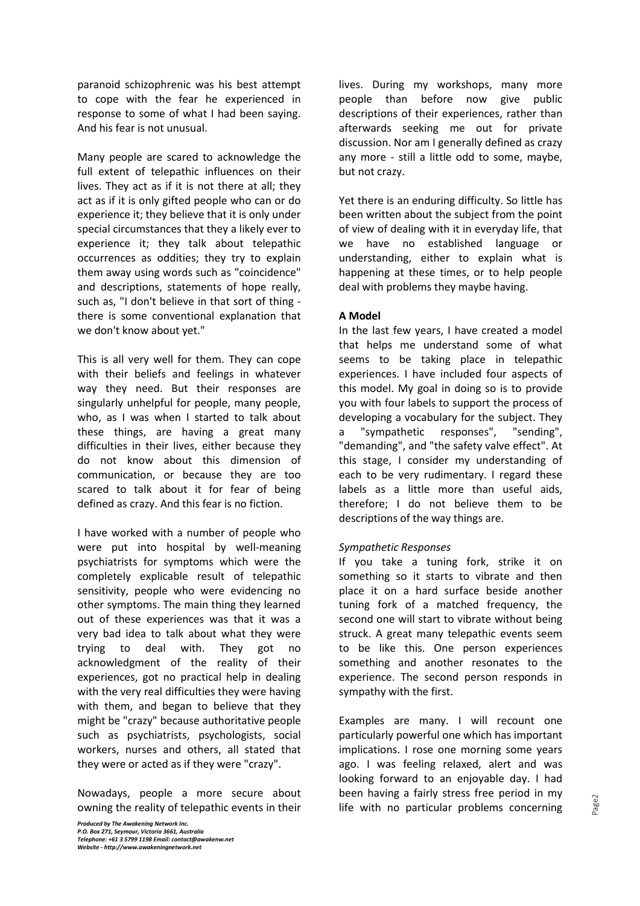paranoid schizophrenic was his best attempt to cope with the fear he experienced in response to some of what I had been saying. And his fear is not unusual.

Many people are scared to acknowledge the full extent of telepathic influences on their lives. They act as if it is not there at all; they act as if it is only gifted people who can or do experience it; they believe that it is only under special circumstances that they a likely ever to experience it; they talk about telepathic occurrences as oddities; they try to explain them away using words such as "coincidence" and descriptions, statements of hope really, such as, "I don't believe in that sort of thing - there is some conventional explanation that we don't know about yet."

This is all very well for them. They can cope with their beliefs and feelings in whatever way they need. But their responses are singularly unhelpful for people, many people, who, as I was when I started to talk about these things, are having a great many difficulties in their lives, either because they do not know about this dimension of communication, or because they are too scared to talk about it for fear of being defined as crazy. And this fear is no fiction.

I have worked with a number of people who were put into hospital by well-meaning psychiatrists for symptoms which were the completely explicable result of telepathic sensitivity, people who were evidencing no other symptoms. The main thing they learned out of these experiences was that it was a very bad idea to talk about what they were trying to deal with. They got no acknowledgment of the reality of their experiences, got no practical help in dealing with the very real difficulties they were having with them, and began to believe that they might be "crazy" because authoritative people such as psychiatrists, psychologists, social workers, nurses and others, all stated that they were or acted as if they were "crazy".

Nowadays, people a more secure about owning the reality of telepathic events in their lives. During my workshops, many more people than before now give public descriptions of their experiences, rather than afterwards seeking me out for private discussion. Nor am I generally defined as crazy any more - still a little odd to some, maybe, but not crazy.

Yet there is an enduring difficulty. So little has been written about the subject from the point of view of dealing with it in everyday life, that we have no established language or understanding, either to explain what is happening at these times, or to help people deal with problems they maybe having.

**A Model**

In the last few years, I have created a model that helps me understand some of what seems to be taking place in telepathic experiences. I have included four aspects of this model. My goal in doing so is to provide you with four labels to support the process of developing a vocabulary for the subject. They a "sympathetic responses", "sending", "demanding", and "the safety valve effect". At this stage, I consider my understanding of each to be very rudimentary. I regard these labels as a little more than useful aids, therefore; I do not believe them to be descriptions of the way things are.

*Sympathetic Responses*

If you take a tuning fork, strike it on something so it starts to vibrate and then place it on a hard surface beside another tuning fork of a matched frequency, the second one will start to vibrate without being struck. A great many telepathic events seem to be like this. One person experiences something and another resonates to the experience. The second person responds in sympathy with the first.

Examples are many. I will recount one particularly powerful one which has important implications. I rose one morning some years ago. I was feeling relaxed, alert and was looking forward to an enjoyable day. I had been having a fairly stress free period in my life with no particular problems concerning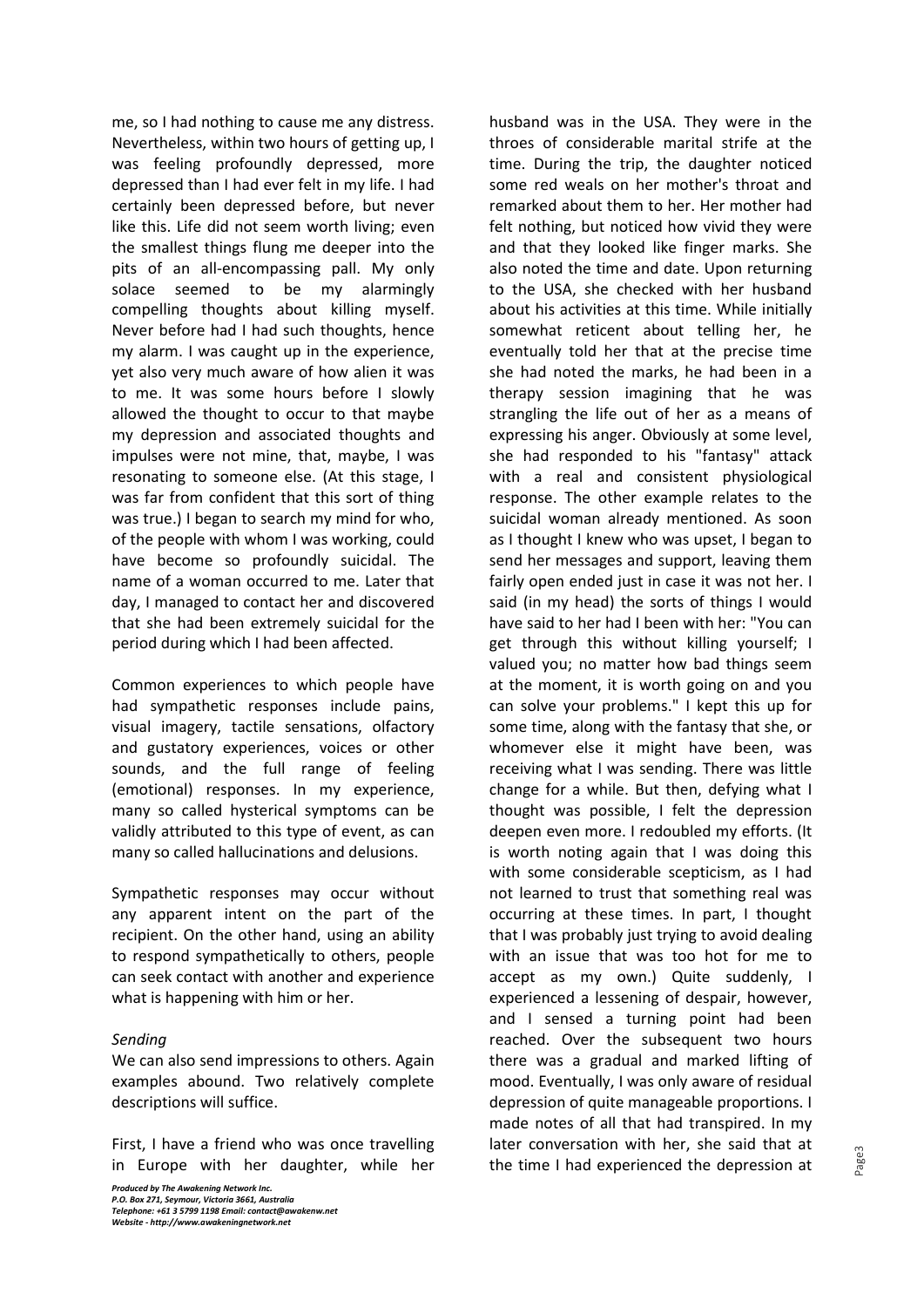me, so I had nothing to cause me any distress. Nevertheless, within two hours of getting up, I was feeling profoundly depressed, more depressed than I had ever felt in my life. I had certainly been depressed before, but never like this. Life did not seem worth living; even the smallest things flung me deeper into the pits of an all-encompassing pall. My only solace seemed to be my alarmingly compelling thoughts about killing myself. Never before had I had such thoughts, hence my alarm. I was caught up in the experience, yet also very much aware of how alien it was to me. It was some hours before I slowly allowed the thought to occur to that maybe my depression and associated thoughts and impulses were not mine, that, maybe, I was resonating to someone else. (At this stage, I was far from confident that this sort of thing was true.) I began to search my mind for who, of the people with whom I was working, could have become so profoundly suicidal. The name of a woman occurred to me. Later that day, I managed to contact her and discovered that she had been extremely suicidal for the period during which I had been affected.

Common experiences to which people have had sympathetic responses include pains, visual imagery, tactile sensations, olfactory and gustatory experiences, voices or other sounds, and the full range of feeling (emotional) responses. In my experience, many so called hysterical symptoms can be validly attributed to this type of event, as can many so called hallucinations and delusions.

Sympathetic responses may occur without any apparent intent on the part of the recipient. On the other hand, using an ability to respond sympathetically to others, people can seek contact with another and experience what is happening with him or her.

*Sending*

We can also send impressions to others. Again examples abound. Two relatively complete descriptions will suffice.

First, I have a friend who was once travelling in Europe with her daughter, while her husband was in the USA. They were in the throes of considerable marital strife at the time. During the trip, the daughter noticed some red weals on her mother's throat and remarked about them to her. Her mother had felt nothing, but noticed how vivid they were and that they looked like finger marks. She also noted the time and date. Upon returning to the USA, she checked with her husband about his activities at this time. While initially somewhat reticent about telling her, he eventually told her that at the precise time she had noted the marks, he had been in a therapy session imagining that he was strangling the life out of her as a means of expressing his anger. Obviously at some level, she had responded to his "fantasy" attack with a real and consistent physiological response. The other example relates to the suicidal woman already mentioned. As soon as I thought I knew who was upset, I began to send her messages and support, leaving them fairly open ended just in case it was not her. I said (in my head) the sorts of things I would have said to her had I been with her: "You can get through this without killing yourself; I valued you; no matter how bad things seem at the moment, it is worth going on and you can solve your problems." I kept this up for some time, along with the fantasy that she, or whomever else it might have been, was receiving what I was sending. There was little change for a while. But then, defying what I thought was possible, I felt the depression deepen even more. I redoubled my efforts. (It is worth noting again that I was doing this with some considerable scepticism, as I had not learned to trust that something real was occurring at these times. In part, I thought that I was probably just trying to avoid dealing with an issue that was too hot for me to accept as my own.) Quite suddenly, I experienced a lessening of despair, however, and I sensed a turning point had been reached. Over the subsequent two hours there was a gradual and marked lifting of mood. Eventually, I was only aware of residual depression of quite manageable proportions. I made notes of all that had transpired. In my later conversation with her, she said that at the time I had experienced the depression at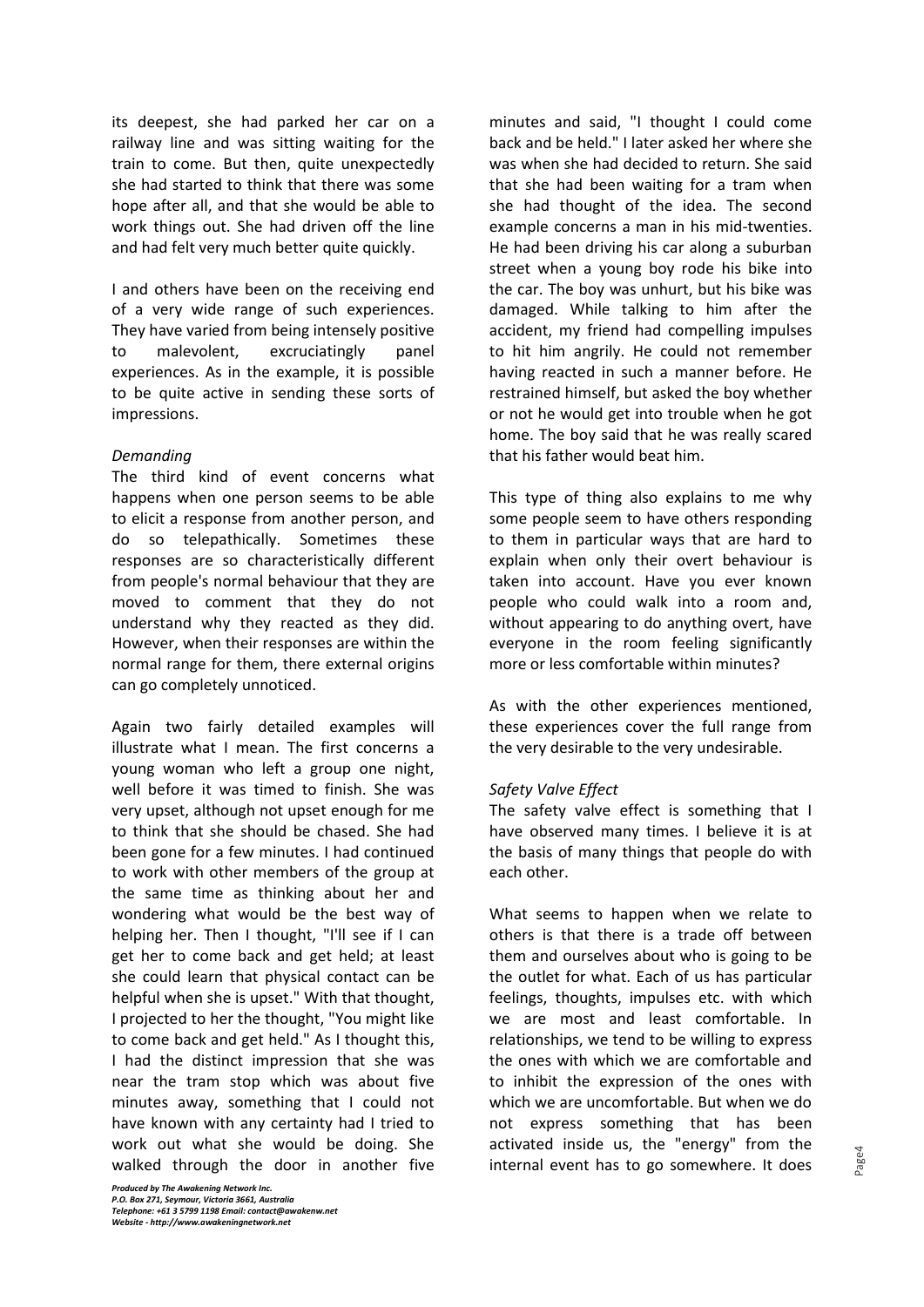its deepest, she had parked her car on a railway line and was sitting waiting for the train to come. But then, quite unexpectedly she had started to think that there was some hope after all, and that she would be able to work things out. She had driven off the line and had felt very much better quite quickly.

I and others have been on the receiving end of a very wide range of such experiences. They have varied from being intensely positive to malevolent, excruciatingly panel experiences. As in the example, it is possible to be quite active in sending these sorts of impressions.

*Demanding*

The third kind of event concerns what happens when one person seems to be able to elicit a response from another person, and do so telepathically. Sometimes these responses are so characteristically different from people's normal behaviour that they are moved to comment that they do not understand why they reacted as they did. However, when their responses are within the normal range for them, there external origins can go completely unnoticed.

Again two fairly detailed examples will illustrate what I mean. The first concerns a young woman who left a group one night, well before it was timed to finish. She was very upset, although not upset enough for me to think that she should be chased. She had been gone for a few minutes. I had continued to work with other members of the group at the same time as thinking about her and wondering what would be the best way of helping her. Then I thought, "I'll see if I can get her to come back and get held; at least she could learn that physical contact can be helpful when she is upset." With that thought, I projected to her the thought, "You might like to come back and get held." As I thought this, I had the distinct impression that she was near the tram stop which was about five minutes away, something that I could not have known with any certainty had I tried to work out what she would be doing. She walked through the door in another five minutes and said, "I thought I could come back and be held." I later asked her where she was when she had decided to return. She said that she had been waiting for a tram when she had thought of the idea. The second example concerns a man in his mid-twenties. He had been driving his car along a suburban street when a young boy rode his bike into the car. The boy was unhurt, but his bike was damaged. While talking to him after the accident, my friend had compelling impulses to hit him angrily. He could not remember having reacted in such a manner before. He restrained himself, but asked the boy whether or not he would get into trouble when he got home. The boy said that he was really scared that his father would beat him.

This type of thing also explains to me why some people seem to have others responding to them in particular ways that are hard to explain when only their overt behaviour is taken into account. Have you ever known people who could walk into a room and, without appearing to do anything overt, have everyone in the room feeling significantly more or less comfortable within minutes?

As with the other experiences mentioned, these experiences cover the full range from the very desirable to the very undesirable.

*Safety Valve Effect*

The safety valve effect is something that I have observed many times. I believe it is at the basis of many things that people do with each other.

What seems to happen when we relate to others is that there is a trade off between them and ourselves about who is going to be the outlet for what. Each of us has particular feelings, thoughts, impulses etc. with which we are most and least comfortable. In relationships, we tend to be willing to express the ones with which we are comfortable and to inhibit the expression of the ones with which we are uncomfortable. But when we do not express something that has been activated inside us, the "energy" from the internal event has to go somewhere. It does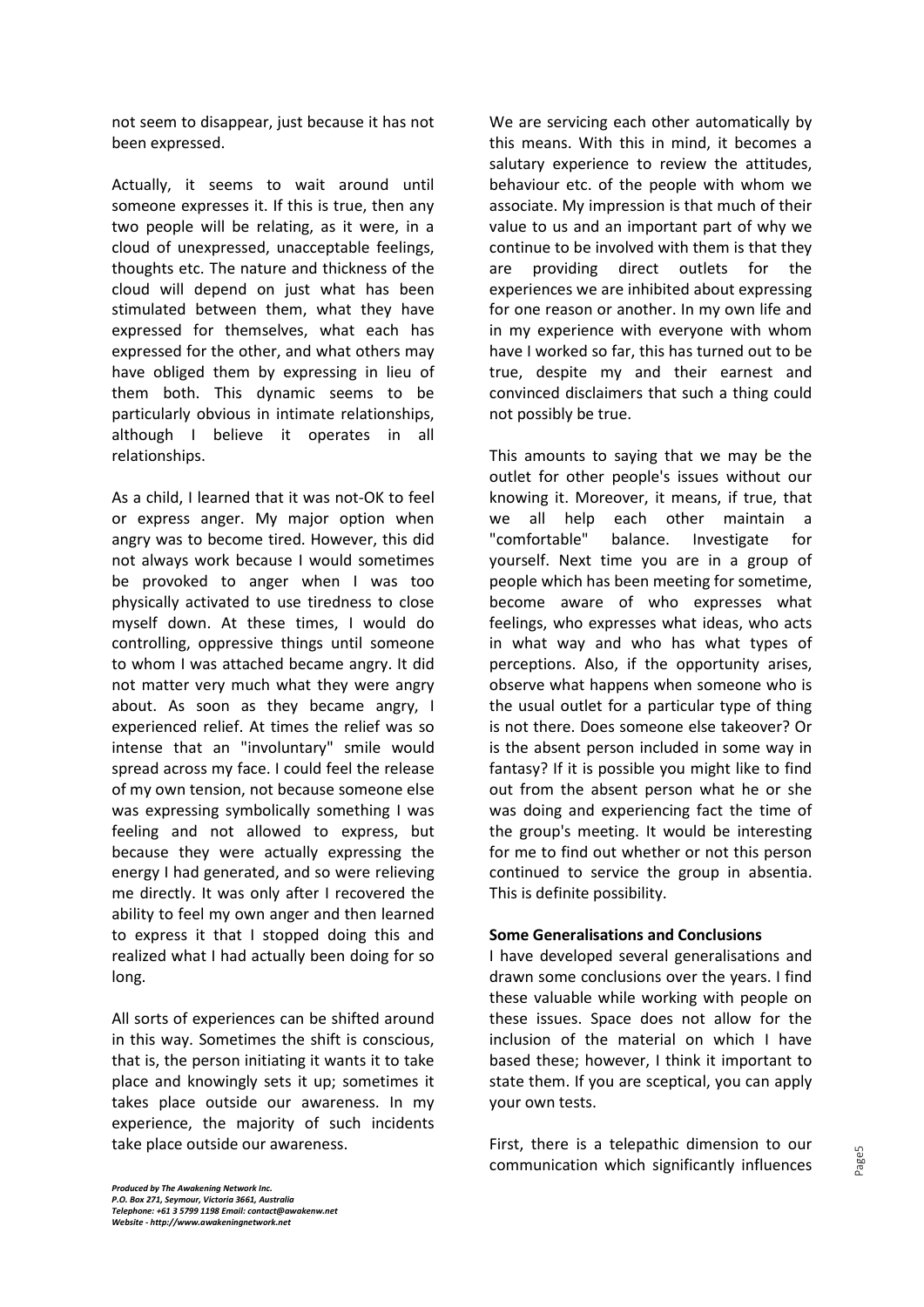not seem to disappear, just because it has not been expressed.

Actually, it seems to wait around until someone expresses it. If this is true, then any two people will be relating, as it were, in a cloud of unexpressed, unacceptable feelings, thoughts etc. The nature and thickness of the cloud will depend on just what has been stimulated between them, what they have expressed for themselves, what each has expressed for the other, and what others may have obliged them by expressing in lieu of them both. This dynamic seems to be particularly obvious in intimate relationships, although I believe it operates in all relationships.

As a child, I learned that it was not-OK to feel or express anger. My major option when angry was to become tired. However, this did not always work because I would sometimes be provoked to anger when I was too physically activated to use tiredness to close myself down. At these times, I would do controlling, oppressive things until someone to whom I was attached became angry. It did not matter very much what they were angry about. As soon as they became angry, I experienced relief. At times the relief was so intense that an "involuntary" smile would spread across my face. I could feel the release of my own tension, not because someone else was expressing symbolically something I was feeling and not allowed to express, but because they were actually expressing the energy I had generated, and so were relieving me directly. It was only after I recovered the ability to feel my own anger and then learned to express it that I stopped doing this and realized what I had actually been doing for so long.

All sorts of experiences can be shifted around in this way. Sometimes the shift is conscious, that is, the person initiating it wants it to take place and knowingly sets it up; sometimes it takes place outside our awareness. In my experience, the majority of such incidents take place outside our awareness.

We are servicing each other automatically by this means. With this in mind, it becomes a salutary experience to review the attitudes, behaviour etc. of the people with whom we associate. My impression is that much of their value to us and an important part of why we continue to be involved with them is that they are providing direct outlets for the experiences we are inhibited about expressing for one reason or another. In my own life and in my experience with everyone with whom have I worked so far, this has turned out to be true, despite my and their earnest and convinced disclaimers that such a thing could not possibly be true.

This amounts to saying that we may be the outlet for other people's issues without our knowing it. Moreover, it means, if true, that we all help each other maintain a "comfortable" balance. Investigate for yourself. Next time you are in a group of people which has been meeting for sometime, become aware of who expresses what feelings, who expresses what ideas, who acts in what way and who has what types of perceptions. Also, if the opportunity arises, observe what happens when someone who is the usual outlet for a particular type of thing is not there. Does someone else takeover? Or is the absent person included in some way in fantasy? If it is possible you might like to find out from the absent person what he or she was doing and experiencing fact the time of the group's meeting. It would be interesting for me to find out whether or not this person continued to service the group in absentia. This is definite possibility.

**Some Generalisations and Conclusions**

I have developed several generalisations and drawn some conclusions over the years. I find these valuable while working with people on these issues. Space does not allow for the inclusion of the material on which I have based these; however, I think it important to state them. If you are sceptical, you can apply your own tests.

First, there is a telepathic dimension to our communication which significantly influences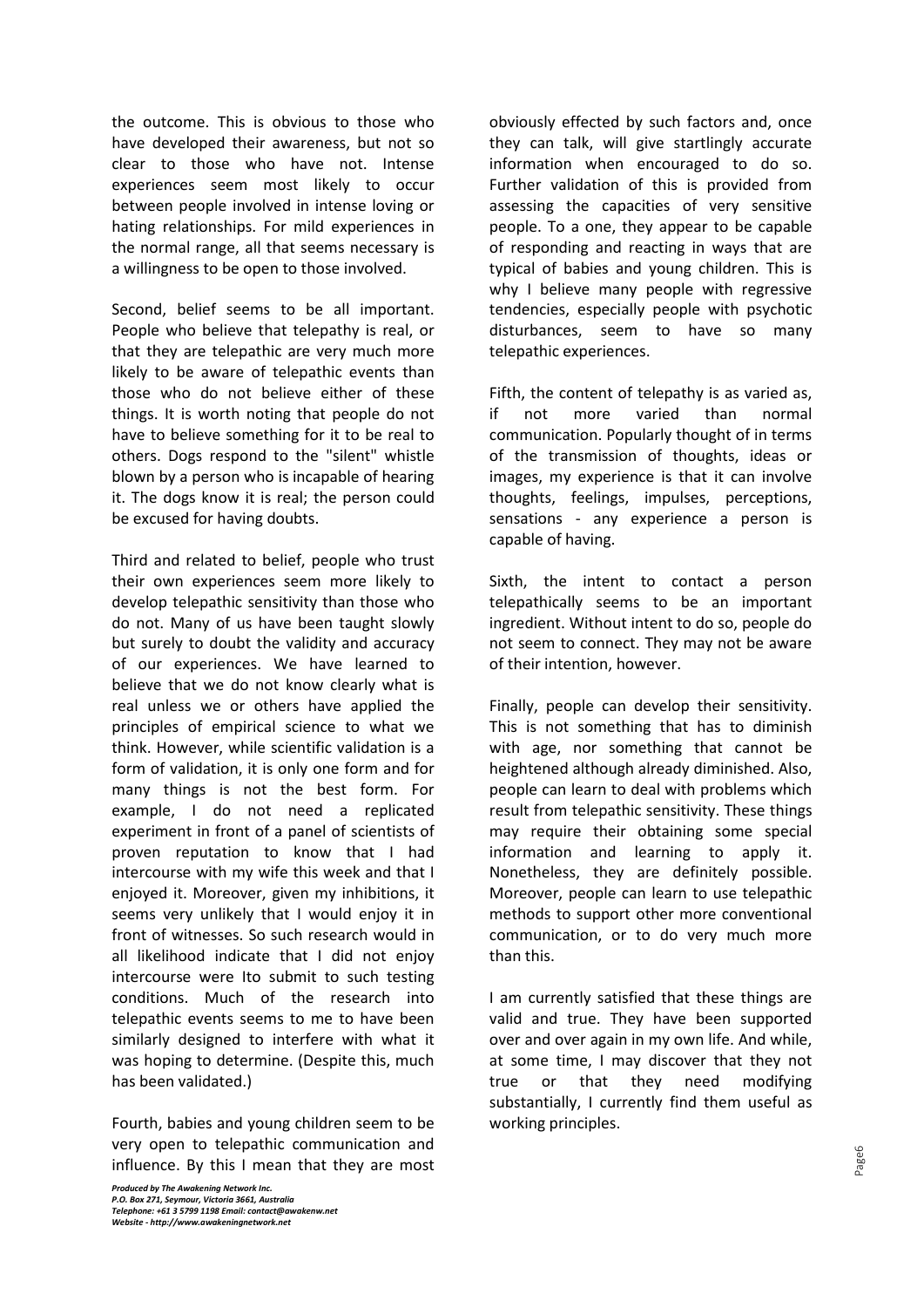the outcome. This is obvious to those who have developed their awareness, but not so clear to those who have not. Intense experiences seem most likely to occur between people involved in intense loving or hating relationships. For mild experiences in the normal range, all that seems necessary is a willingness to be open to those involved.

Second, belief seems to be all important. People who believe that telepathy is real, or that they are telepathic are very much more likely to be aware of telepathic events than those who do not believe either of these things. It is worth noting that people do not have to believe something for it to be real to others. Dogs respond to the "silent" whistle blown by a person who is incapable of hearing it. The dogs know it is real; the person could be excused for having doubts.

Third and related to belief, people who trust their own experiences seem more likely to develop telepathic sensitivity than those who do not. Many of us have been taught slowly but surely to doubt the validity and accuracy of our experiences. We have learned to believe that we do not know clearly what is real unless we or others have applied the principles of empirical science to what we think. However, while scientific validation is a form of validation, it is only one form and for many things is not the best form. For example, I do not need a replicated experiment in front of a panel of scientists of proven reputation to know that I had intercourse with my wife this week and that I enjoyed it. Moreover, given my inhibitions, it seems very unlikely that I would enjoy it in front of witnesses. So such research would in all likelihood indicate that I did not enjoy intercourse were Ito submit to such testing conditions. Much of the research into telepathic events seems to me to have been similarly designed to interfere with what it was hoping to determine. (Despite this, much has been validated.)

Fourth, babies and young children seem to be very open to telepathic communication and influence. By this I mean that they are most obviously effected by such factors and, once they can talk, will give startlingly accurate information when encouraged to do so. Further validation of this is provided from assessing the capacities of very sensitive people. To a one, they appear to be capable of responding and reacting in ways that are typical of babies and young children. This is why I believe many people with regressive tendencies, especially people with psychotic disturbances, seem to have so many telepathic experiences.

Fifth, the content of telepathy is as varied as, if not more varied than normal communication. Popularly thought of in terms of the transmission of thoughts, ideas or images, my experience is that it can involve thoughts, feelings, impulses, perceptions, sensations - any experience a person is capable of having.

Sixth, the intent to contact a person telepathically seems to be an important ingredient. Without intent to do so, people do not seem to connect. They may not be aware of their intention, however.

Finally, people can develop their sensitivity. This is not something that has to diminish with age, nor something that cannot be heightened although already diminished. Also, people can learn to deal with problems which result from telepathic sensitivity. These things may require their obtaining some special information and learning to apply it. Nonetheless, they are definitely possible. Moreover, people can learn to use telepathic methods to support other more conventional communication, or to do very much more than this.

I am currently satisfied that these things are valid and true. They have been supported over and over again in my own life. And while, at some time, I may discover that they not true or that they need modifying substantially, I currently find them useful as working principles.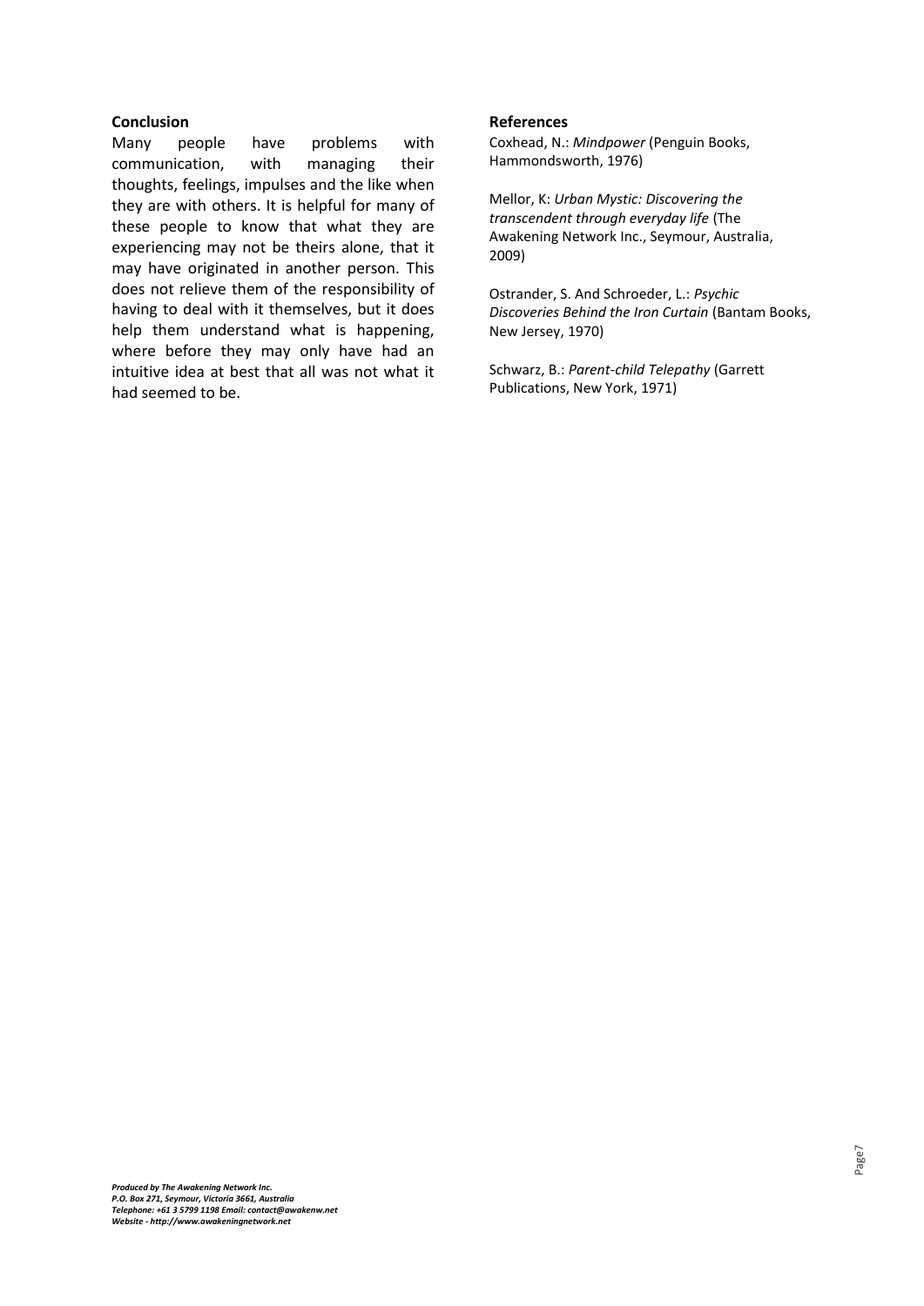## Conclusion

Many people have problems with communication, with managing their thoughts, feelings, impulses and the like when they are with others. It is helpful for many of these people to know that what they are experiencing may not be theirs alone, that it may have originated in another person. This does not relieve them of the responsibility of having to deal with it themselves, but it does help them understand what is happening, where before they may only have had an intuitive idea at best that all was not what it had seemed to be.

## References

Coxhead, N.: *Mindpower* (Penguin Books, Hammondsworth, 1976)

Mellor, K: *Urban Mystic: Discovering the transcendent through everyday life* (The Awakening Network Inc., Seymour, Australia, 2009)

Ostrander, S. And Schroeder, L.: *Psychic Discoveries Behind the Iron Curtain* (Bantam Books, New Jersey, 1970)

Schwarz, B.: *Parent-child Telepathy* (Garrett Publications, New York, 1971)

***Produced by The Awakening Network Inc.***
***P.O. Box 271, Seymour, Victoria 3661, Australia***
***Telephone: +61 3 5799 1198 Email: contact@awakenw.net***
***Website - http://www.awakeningnetwork.net***